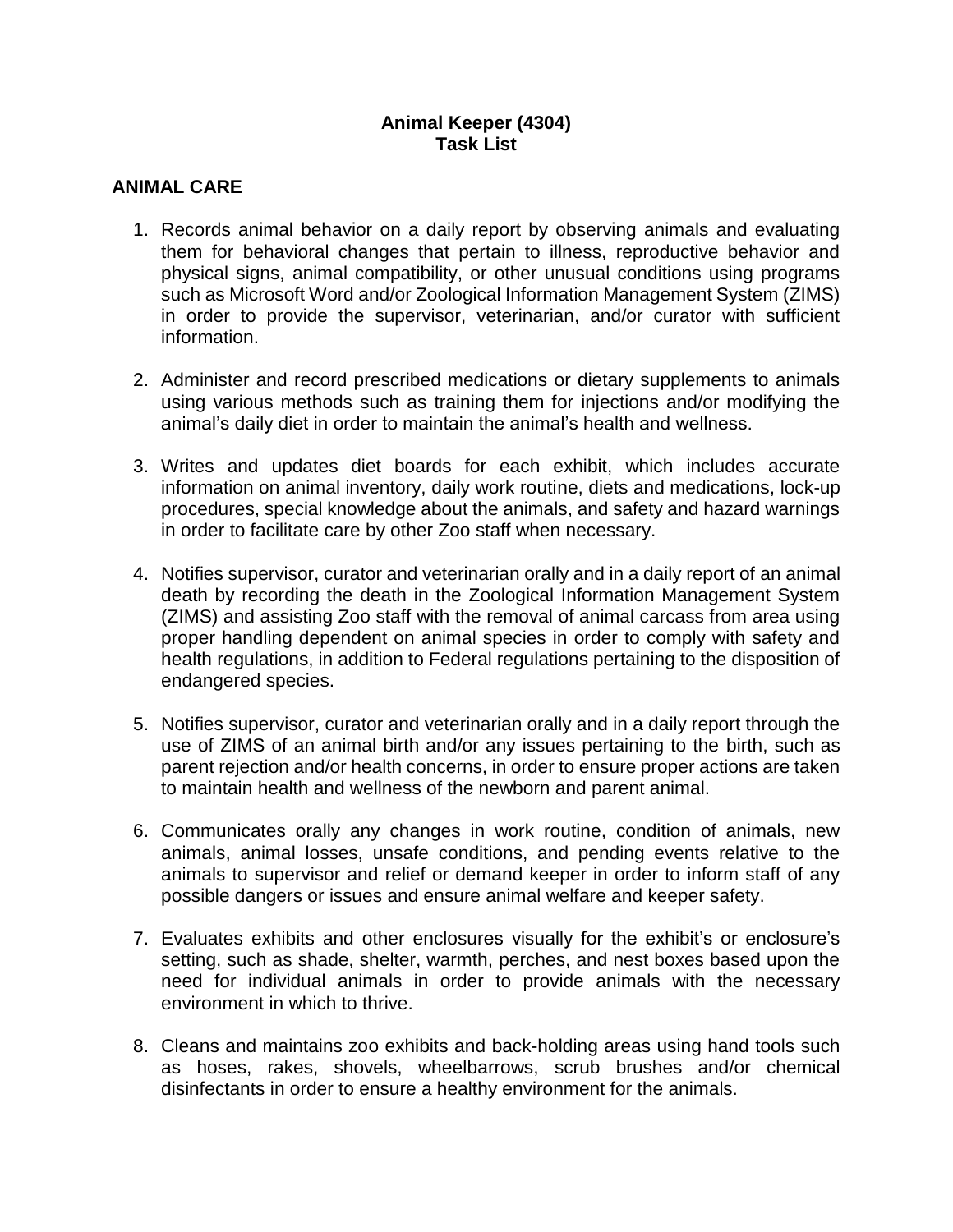# Animal Keeper (4304)
# Task List

## ANIMAL CARE

1. Records animal behavior on a daily report by observing animals and evaluating them for behavioral changes that pertain to illness, reproductive behavior and physical signs, animal compatibility, or other unusual conditions using programs such as Microsoft Word and/or Zoological Information Management System (ZIMS) in order to provide the supervisor, veterinarian, and/or curator with sufficient information.

2. Administer and record prescribed medications or dietary supplements to animals using various methods such as training them for injections and/or modifying the animal's daily diet in order to maintain the animal's health and wellness.

3. Writes and updates diet boards for each exhibit, which includes accurate information on animal inventory, daily work routine, diets and medications, lock-up procedures, special knowledge about the animals, and safety and hazard warnings in order to facilitate care by other Zoo staff when necessary.

4. Notifies supervisor, curator and veterinarian orally and in a daily report of an animal death by recording the death in the Zoological Information Management System (ZIMS) and assisting Zoo staff with the removal of animal carcass from area using proper handling dependent on animal species in order to comply with safety and health regulations, in addition to Federal regulations pertaining to the disposition of endangered species.

5. Notifies supervisor, curator and veterinarian orally and in a daily report through the use of ZIMS of an animal birth and/or any issues pertaining to the birth, such as parent rejection and/or health concerns, in order to ensure proper actions are taken to maintain health and wellness of the newborn and parent animal.

6. Communicates orally any changes in work routine, condition of animals, new animals, animal losses, unsafe conditions, and pending events relative to the animals to supervisor and relief or demand keeper in order to inform staff of any possible dangers or issues and ensure animal welfare and keeper safety.

7. Evaluates exhibits and other enclosures visually for the exhibit's or enclosure's setting, such as shade, shelter, warmth, perches, and nest boxes based upon the need for individual animals in order to provide animals with the necessary environment in which to thrive.

8. Cleans and maintains zoo exhibits and back-holding areas using hand tools such as hoses, rakes, shovels, wheelbarrows, scrub brushes and/or chemical disinfectants in order to ensure a healthy environment for the animals.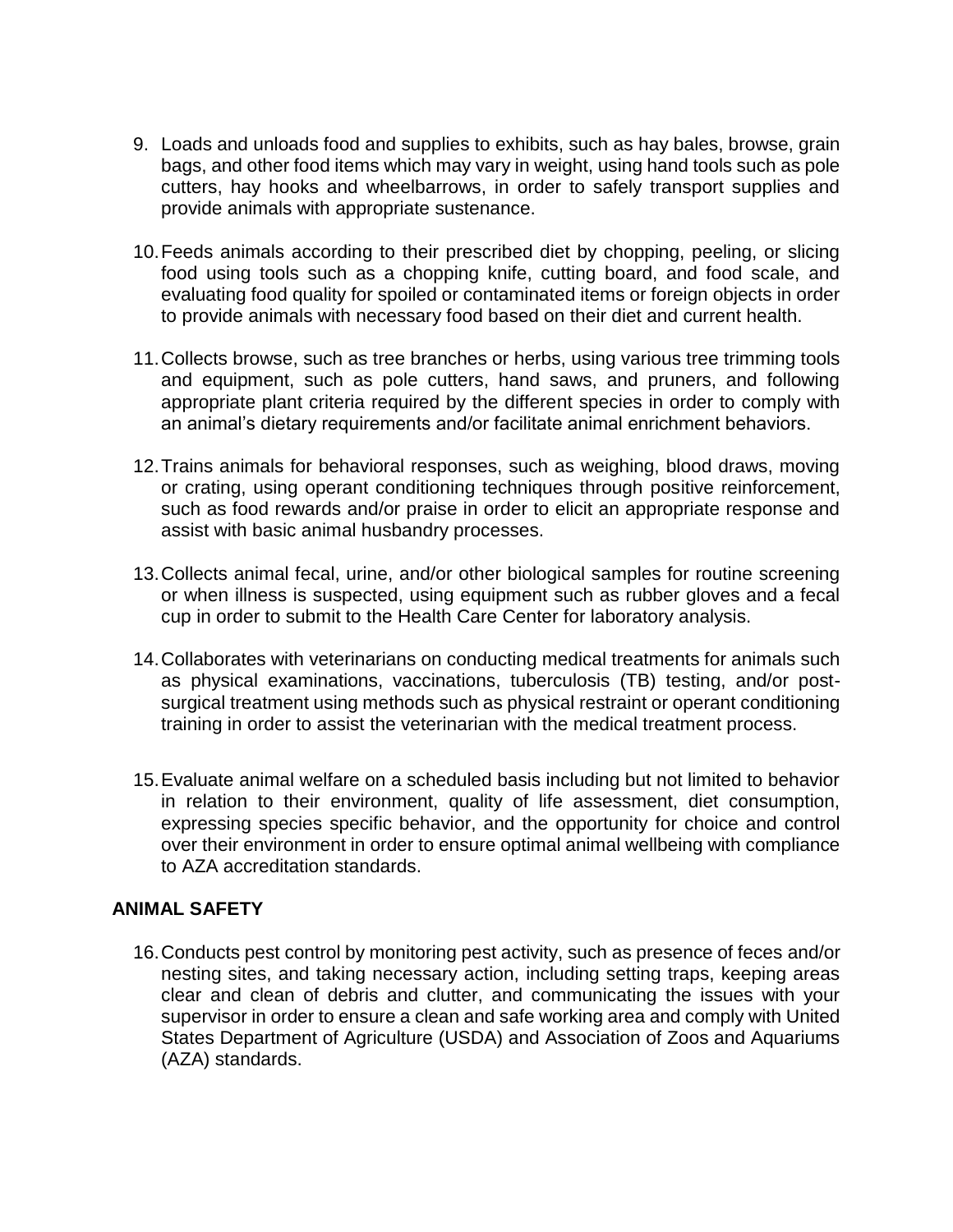9. Loads and unloads food and supplies to exhibits, such as hay bales, browse, grain bags, and other food items which may vary in weight, using hand tools such as pole cutters, hay hooks and wheelbarrows, in order to safely transport supplies and provide animals with appropriate sustenance.

10. Feeds animals according to their prescribed diet by chopping, peeling, or slicing food using tools such as a chopping knife, cutting board, and food scale, and evaluating food quality for spoiled or contaminated items or foreign objects in order to provide animals with necessary food based on their diet and current health.

11. Collects browse, such as tree branches or herbs, using various tree trimming tools and equipment, such as pole cutters, hand saws, and pruners, and following appropriate plant criteria required by the different species in order to comply with an animal's dietary requirements and/or facilitate animal enrichment behaviors.

12. Trains animals for behavioral responses, such as weighing, blood draws, moving or crating, using operant conditioning techniques through positive reinforcement, such as food rewards and/or praise in order to elicit an appropriate response and assist with basic animal husbandry processes.

13. Collects animal fecal, urine, and/or other biological samples for routine screening or when illness is suspected, using equipment such as rubber gloves and a fecal cup in order to submit to the Health Care Center for laboratory analysis.

14. Collaborates with veterinarians on conducting medical treatments for animals such as physical examinations, vaccinations, tuberculosis (TB) testing, and/or post-surgical treatment using methods such as physical restraint or operant conditioning training in order to assist the veterinarian with the medical treatment process.

15. Evaluate animal welfare on a scheduled basis including but not limited to behavior in relation to their environment, quality of life assessment, diet consumption, expressing species specific behavior, and the opportunity for choice and control over their environment in order to ensure optimal animal wellbeing with compliance to AZA accreditation standards.

**ANIMAL SAFETY**

16. Conducts pest control by monitoring pest activity, such as presence of feces and/or nesting sites, and taking necessary action, including setting traps, keeping areas clear and clean of debris and clutter, and communicating the issues with your supervisor in order to ensure a clean and safe working area and comply with United States Department of Agriculture (USDA) and Association of Zoos and Aquariums (AZA) standards.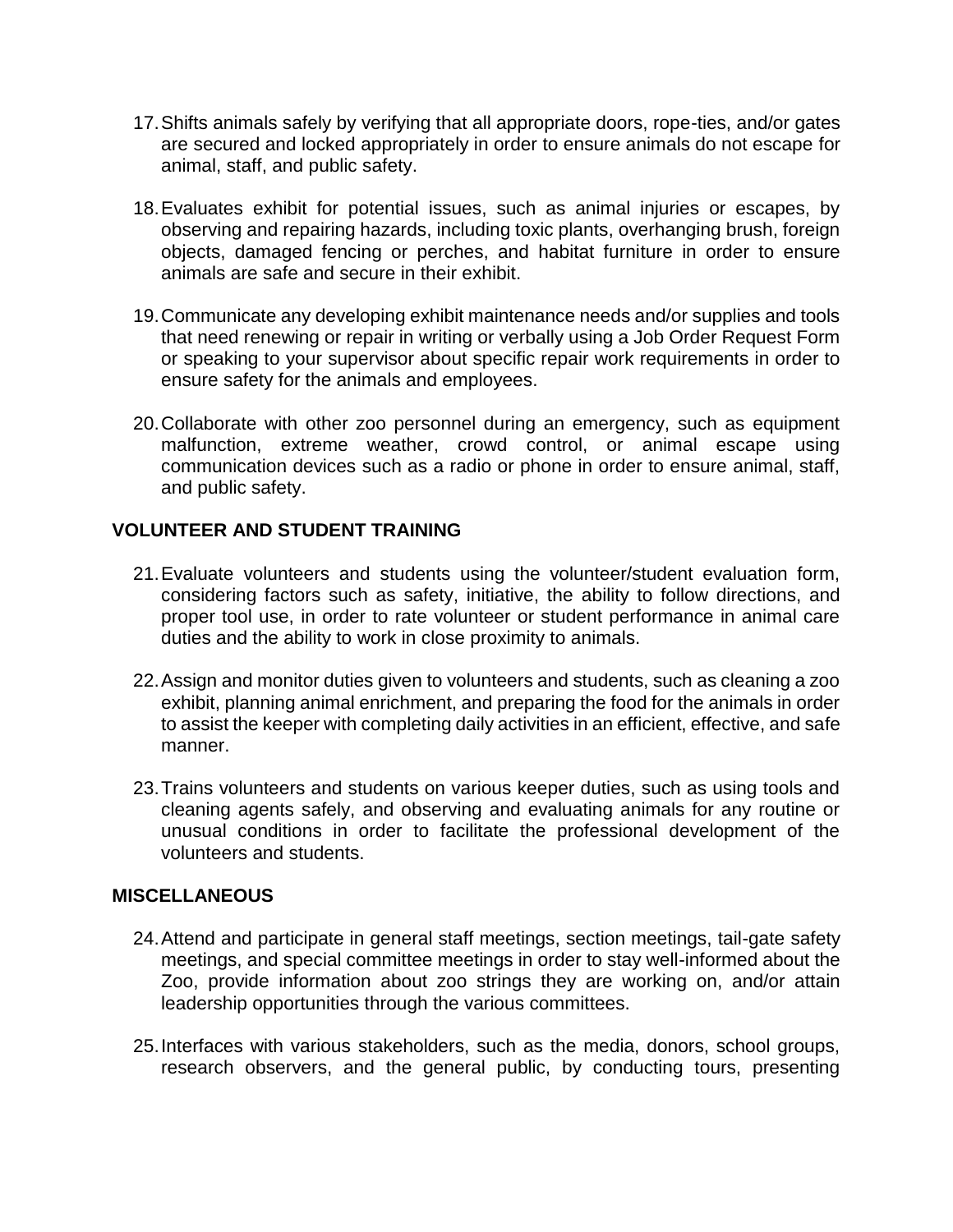17. Shifts animals safely by verifying that all appropriate doors, rope-ties, and/or gates are secured and locked appropriately in order to ensure animals do not escape for animal, staff, and public safety.

18. Evaluates exhibit for potential issues, such as animal injuries or escapes, by observing and repairing hazards, including toxic plants, overhanging brush, foreign objects, damaged fencing or perches, and habitat furniture in order to ensure animals are safe and secure in their exhibit.

19. Communicate any developing exhibit maintenance needs and/or supplies and tools that need renewing or repair in writing or verbally using a Job Order Request Form or speaking to your supervisor about specific repair work requirements in order to ensure safety for the animals and employees.

20. Collaborate with other zoo personnel during an emergency, such as equipment malfunction, extreme weather, crowd control, or animal escape using communication devices such as a radio or phone in order to ensure animal, staff, and public safety.

**VOLUNTEER AND STUDENT TRAINING**

21. Evaluate volunteers and students using the volunteer/student evaluation form, considering factors such as safety, initiative, the ability to follow directions, and proper tool use, in order to rate volunteer or student performance in animal care duties and the ability to work in close proximity to animals.

22. Assign and monitor duties given to volunteers and students, such as cleaning a zoo exhibit, planning animal enrichment, and preparing the food for the animals in order to assist the keeper with completing daily activities in an efficient, effective, and safe manner.

23. Trains volunteers and students on various keeper duties, such as using tools and cleaning agents safely, and observing and evaluating animals for any routine or unusual conditions in order to facilitate the professional development of the volunteers and students.

**MISCELLANEOUS**

24. Attend and participate in general staff meetings, section meetings, tail-gate safety meetings, and special committee meetings in order to stay well-informed about the Zoo, provide information about zoo strings they are working on, and/or attain leadership opportunities through the various committees.

25. Interfaces with various stakeholders, such as the media, donors, school groups, research observers, and the general public, by conducting tours, presenting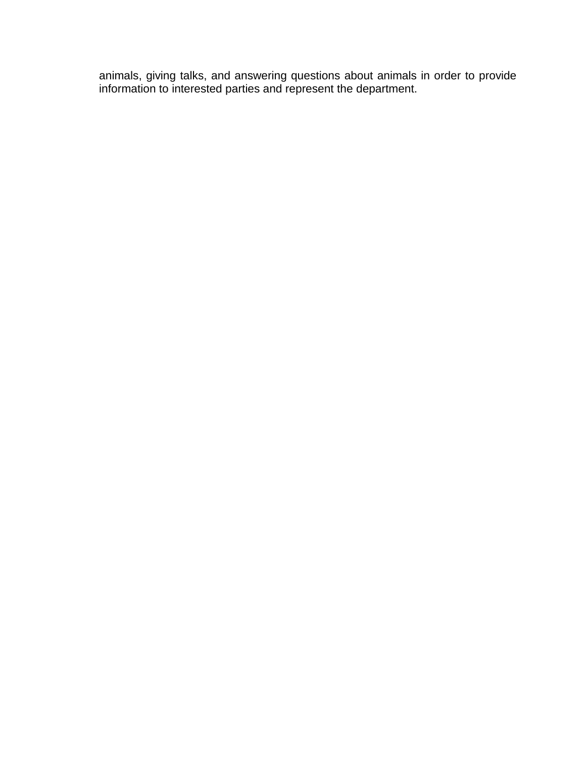animals, giving talks, and answering questions about animals in order to provide information to interested parties and represent the department.